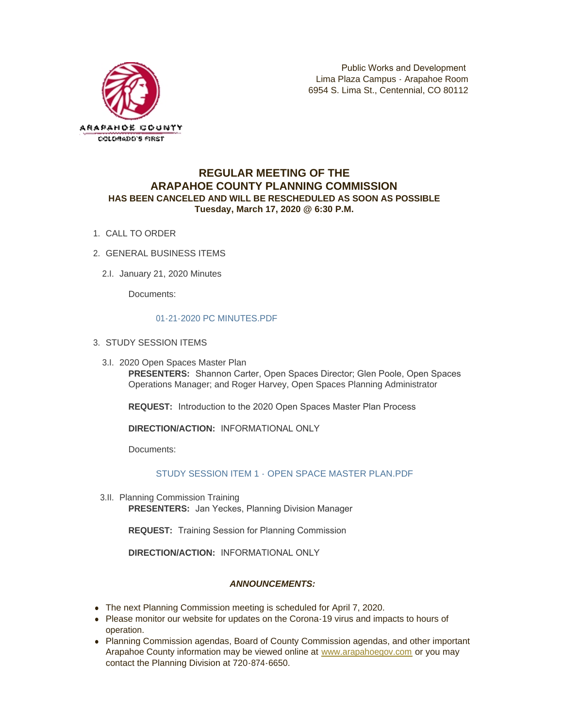Public Works and Development
Lima Plaza Campus - Arapahoe Room
6954 S. Lima St., Centennial, CO 80112

# REGULAR MEETING OF THE ARAPAHOE COUNTY PLANNING COMMISSION

**HAS BEEN CANCELED AND WILL BE RESCHEDULED AS SOON AS POSSIBLE**

**Tuesday, March 17, 2020 @ 6:30 P.M.**

1. CALL TO ORDER
2. GENERAL BUSINESS ITEMS

   2.I. January 21, 2020 Minutes

   Documents:

   01-21-2020 PC MINUTES.PDF

3. STUDY SESSION ITEMS

   3.I. 2020 Open Spaces Master Plan

   **PRESENTERS:** Shannon Carter, Open Spaces Director; Glen Poole, Open Spaces Operations Manager; and Roger Harvey, Open Spaces Planning Administrator

   **REQUEST:** Introduction to the 2020 Open Spaces Master Plan Process

   **DIRECTION/ACTION:** INFORMATIONAL ONLY

   Documents:

   STUDY SESSION ITEM 1 - OPEN SPACE MASTER PLAN.PDF

   3.II. Planning Commission Training

   **PRESENTERS:** Jan Yeckes, Planning Division Manager

   **REQUEST:** Training Session for Planning Commission

   **DIRECTION/ACTION:** INFORMATIONAL ONLY

***ANNOUNCEMENTS:***

- The next Planning Commission meeting is scheduled for April 7, 2020.
- Please monitor our website for updates on the Corona-19 virus and impacts to hours of operation.
- Planning Commission agendas, Board of County Commission agendas, and other important Arapahoe County information may be viewed online at www.arapahoegov.com or you may contact the Planning Division at 720-874-6650.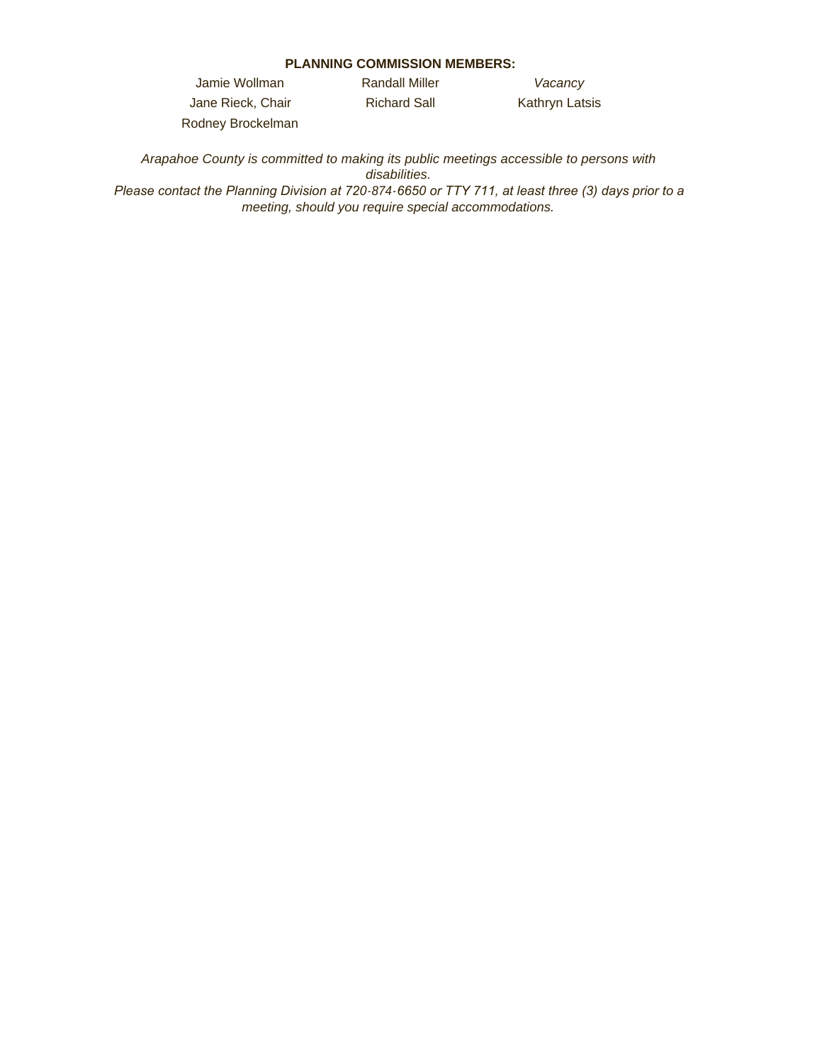**PLANNING COMMISSION MEMBERS:**

| | | |
|---|---|---|
| Jamie Wollman | Randall Miller | *Vacancy* |
| Jane Rieck, Chair | Richard Sall | Kathryn Latsis |
| Rodney Brockelman | | |

*Arapahoe County is committed to making its public meetings accessible to persons with disabilities.*
*Please contact the Planning Division at 720-874-6650 or TTY 711, at least three (3) days prior to a meeting, should you require special accommodations.*